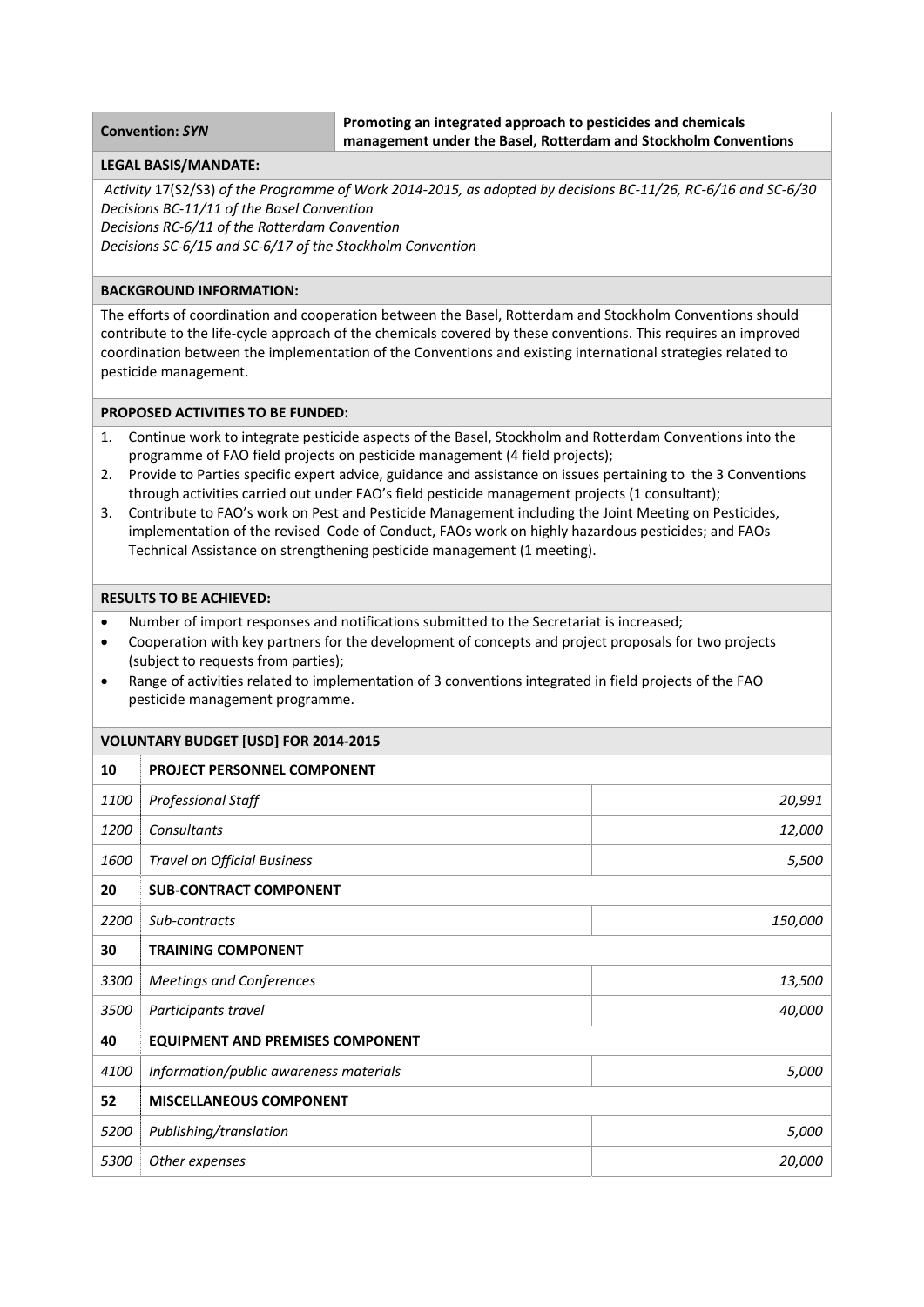| **Convention:** ***SYN*** | **Promoting an integrated approach to pesticides and chemicals management under the Basel, Rotterdam and Stockholm Conventions** |
|---|---|

**LEGAL BASIS/MANDATE:**

*Activity* 17(S2/S3) *of the Programme of Work 2014-2015, as adopted by decisions BC-11/26, RC-6/16 and SC-6/30*
*Decisions BC-11/11 of the Basel Convention*
*Decisions RC-6/11 of the Rotterdam Convention*
*Decisions SC-6/15 and SC-6/17 of the Stockholm Convention*

**BACKGROUND INFORMATION:**

The efforts of coordination and cooperation between the Basel, Rotterdam and Stockholm Conventions should contribute to the life-cycle approach of the chemicals covered by these conventions. This requires an improved coordination between the implementation of the Conventions and existing international strategies related to pesticide management.

**PROPOSED ACTIVITIES TO BE FUNDED:**

1. Continue work to integrate pesticide aspects of the Basel, Stockholm and Rotterdam Conventions into the programme of FAO field projects on pesticide management (4 field projects);
2. Provide to Parties specific expert advice, guidance and assistance on issues pertaining to the 3 Conventions through activities carried out under FAO's field pesticide management projects (1 consultant);
3. Contribute to FAO's work on Pest and Pesticide Management including the Joint Meeting on Pesticides, implementation of the revised Code of Conduct, FAOs work on highly hazardous pesticides; and FAOs Technical Assistance on strengthening pesticide management (1 meeting).

**RESULTS TO BE ACHIEVED:**

- Number of import responses and notifications submitted to the Secretariat is increased;
- Cooperation with key partners for the development of concepts and project proposals for two projects (subject to requests from parties);
- Range of activities related to implementation of 3 conventions integrated in field projects of the FAO pesticide management programme.

**VOLUNTARY BUDGET [USD] FOR 2014-2015**

| | | |
|---|---|---|
| **10** | **PROJECT PERSONNEL COMPONENT** | |
| *1100* | *Professional Staff* | *20,991* |
| *1200* | *Consultants* | *12,000* |
| *1600* | *Travel on Official Business* | *5,500* |
| **20** | **SUB-CONTRACT COMPONENT** | |
| *2200* | *Sub-contracts* | *150,000* |
| **30** | **TRAINING COMPONENT** | |
| *3300* | *Meetings and Conferences* | *13,500* |
| *3500* | *Participants travel* | *40,000* |
| **40** | **EQUIPMENT AND PREMISES COMPONENT** | |
| *4100* | *Information/public awareness materials* | *5,000* |
| **52** | **MISCELLANEOUS COMPONENT** | |
| *5200* | *Publishing/translation* | *5,000* |
| *5300* | *Other expenses* | *20,000* |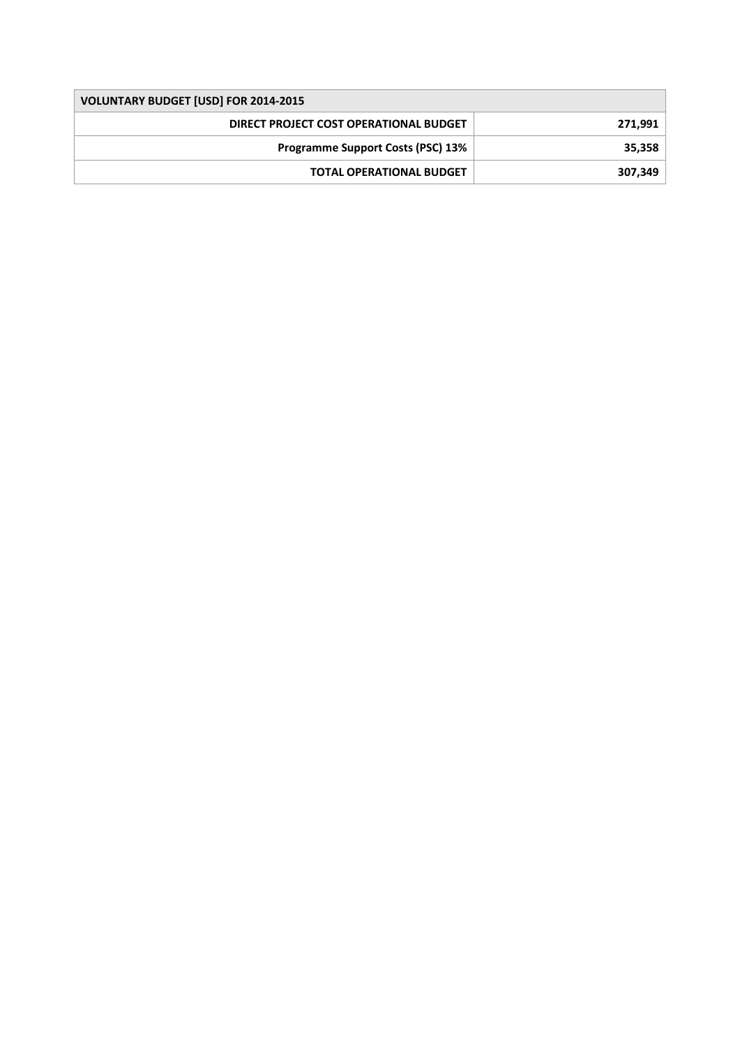| VOLUNTARY BUDGET [USD] FOR 2014-2015 | |
|---|---|
| **DIRECT PROJECT COST OPERATIONAL BUDGET** | **271,991** |
| **Programme Support Costs (PSC) 13%** | **35,358** |
| **TOTAL OPERATIONAL BUDGET** | **307,349** |